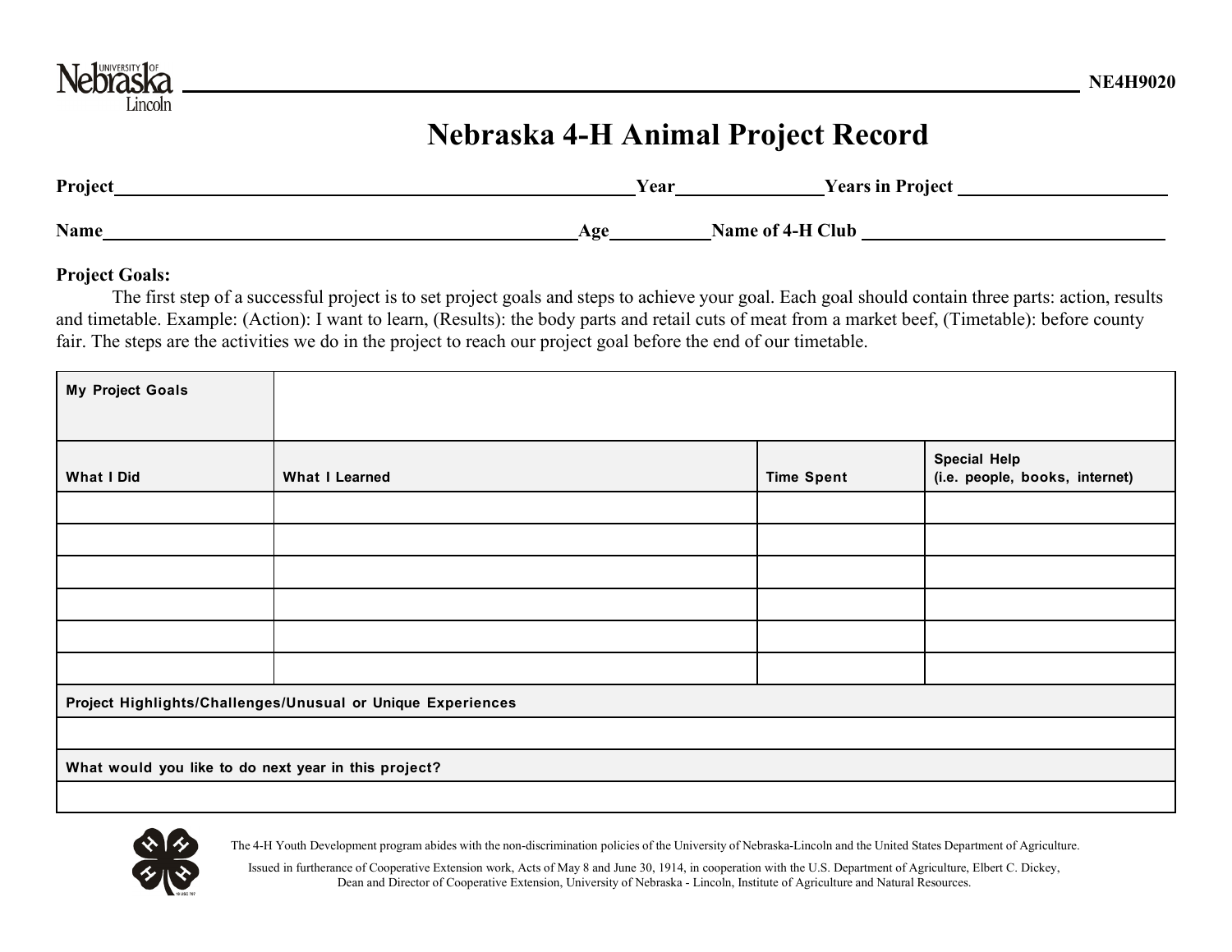NE4H9020

# Nebraska 4-H Animal Project Record

**Project**\_\_\_\_\_\_\_\_\_\_\_\_\_\_\_\_\_\_\_\_\_\_\_\_\_\_\_\_\_\_\_\_\_\_\_\_\_\_\_\_ **Year**\_\_\_\_\_\_\_\_\_\_\_\_ **Years in Project** \_\_\_\_\_\_\_\_\_\_\_\_\_\_\_\_

**Name**\_\_\_\_\_\_\_\_\_\_\_\_\_\_\_\_\_\_\_\_\_\_\_\_\_\_\_\_\_\_\_\_\_\_\_\_\_\_ **Age**\_\_\_\_\_\_\_\_ **Name of 4-H Club** \_\_\_\_\_\_\_\_\_\_\_\_\_\_\_\_\_\_\_\_\_\_\_\_\_

**Project Goals:**

The first step of a successful project is to set project goals and steps to achieve your goal. Each goal should contain three parts: action, results and timetable. Example: (Action): I want to learn, (Results): the body parts and retail cuts of meat from a market beef, (Timetable): before county fair. The steps are the activities we do in the project to reach our project goal before the end of our timetable.

| **My Project Goals** | | | |
|---|---|---|---|
| **What I Did** | **What I Learned** | **Time Spent** | **Special Help (i.e. people, books, internet)** |
| | | | |
| | | | |
| | | | |
| | | | |
| | | | |
| | | | |
| **Project Highlights/Challenges/Unusual or Unique Experiences** | | | |
| | | | |
| **What would you like to do next year in this project?** | | | |
| | | | |

The 4-H Youth Development program abides with the non-discrimination policies of the University of Nebraska-Lincoln and the United States Department of Agriculture.

Issued in furtherance of Cooperative Extension work, Acts of May 8 and June 30, 1914, in cooperation with the U.S. Department of Agriculture, Elbert C. Dickey, Dean and Director of Cooperative Extension, University of Nebraska - Lincoln, Institute of Agriculture and Natural Resources.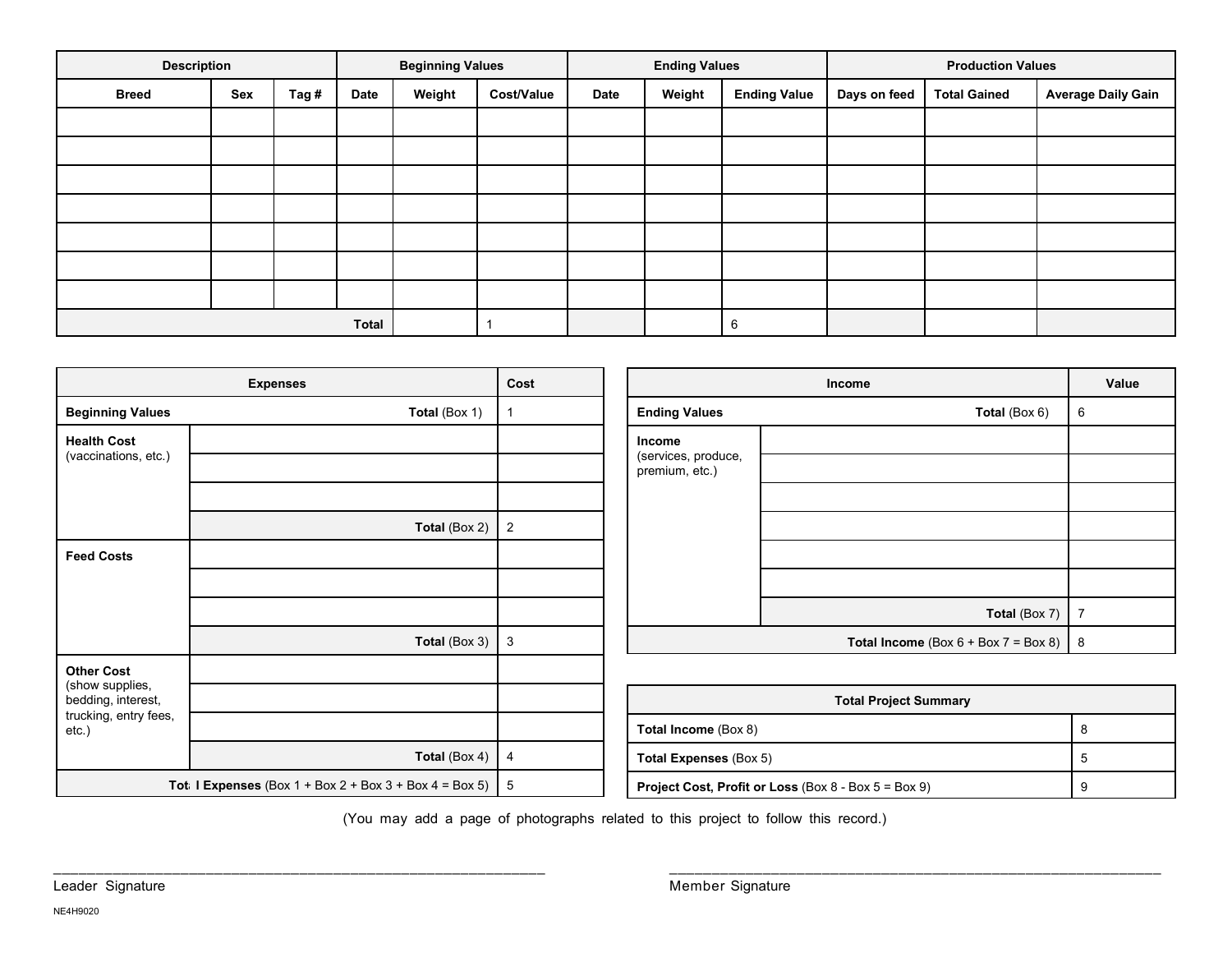| Description | | | Beginning Values | | | Ending Values | | | Production Values | | |
|---|---|---|---|---|---|---|---|---|---|---|---|
| Breed | Sex | Tag # | Date | Weight | Cost/Value | Date | Weight | Ending Value | Days on feed | Total Gained | Average Daily Gain |
| | | | | | | | | | | | |
| | | | | | | | | | | | |
| | | | | | | | | | | | |
| | | | | | | | | | | | |
| | | | | | | | | | | | |
| | | | | | | | | | | | |
| | | | | | | | | | | | |
| | | | Total | | 1 | | | 6 | | | |

| Expenses | | Cost |
|---|---|---|
| **Beginning Values** | **Total** (Box 1) | 1 |
| **Health Cost** (vaccinations, etc.) | | |
| | | |
| | | |
| | **Total** (Box 2) | 2 |
| **Feed Costs** | | |
| | | |
| | | |
| | **Total** (Box 3) | 3 |
| **Other Cost** (show supplies, bedding, interest, trucking, entry fees, etc.) | | |
| | | |
| | | |
| | **Total** (Box 4) | 4 |
| | **Total Expenses** (Box 1 + Box 2 + Box 3 + Box 4 = Box 5) | 5 |

| Income | | Value |
|---|---|---|
| **Ending Values** | **Total** (Box 6) | 6 |
| **Income** (services, produce, premium, etc.) | | |
| | | |
| | | |
| | | |
| | | |
| | | |
| | **Total** (Box 7) | 7 |
| | **Total Income** (Box 6 + Box 7 = Box 8) | 8 |

| Total Project Summary | |
|---|---|
| **Total Income** (Box 8) | 8 |
| **Total Expenses** (Box 5) | 5 |
| **Project Cost, Profit or Loss** (Box 8 - Box 5 = Box 9) | 9 |

(You may add a page of photographs related to this project to follow this record.)

\_\_\_\_\_\_\_\_\_\_\_\_\_\_\_\_\_\_\_\_\_\_\_\_\_\_\_\_\_\_\_\_\_\_\_\_\_\_\_\_
Leader Signature

\_\_\_\_\_\_\_\_\_\_\_\_\_\_\_\_\_\_\_\_\_\_\_\_\_\_\_\_\_\_\_\_\_\_\_\_\_\_\_\_
Member Signature

NE4H9020